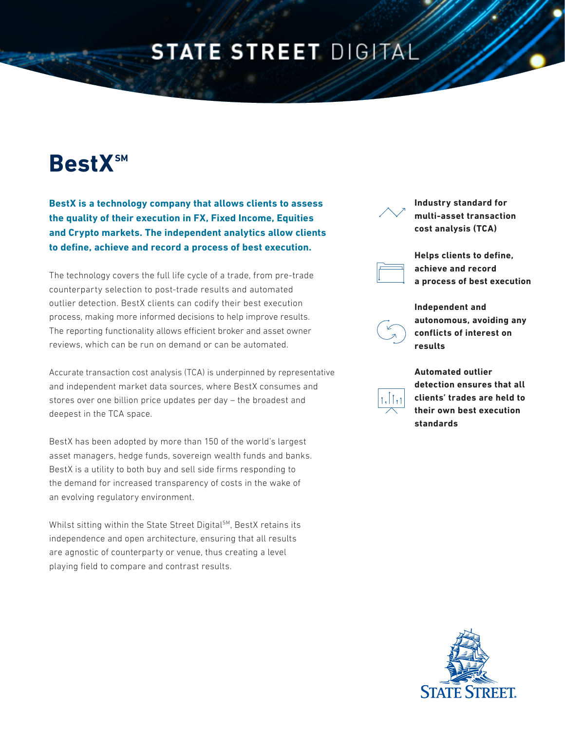STATE STREET DIGITAL

# BestX℠

**BestX is a technology company that allows clients to assess the quality of their execution in FX, Fixed Income, Equities and Crypto markets. The independent analytics allow clients to define, achieve and record a process of best execution.**

The technology covers the full life cycle of a trade, from pre-trade counterparty selection to post-trade results and automated outlier detection. BestX clients can codify their best execution process, making more informed decisions to help improve results. The reporting functionality allows efficient broker and asset owner reviews, which can be run on demand or can be automated.

Accurate transaction cost analysis (TCA) is underpinned by representative and independent market data sources, where BestX consumes and stores over one billion price updates per day – the broadest and deepest in the TCA space.

BestX has been adopted by more than 150 of the world's largest asset managers, hedge funds, sovereign wealth funds and banks. BestX is a utility to both buy and sell side firms responding to the demand for increased transparency of costs in the wake of an evolving regulatory environment.

Whilst sitting within the State Street Digital℠, BestX retains its independence and open architecture, ensuring that all results are agnostic of counterparty or venue, thus creating a level playing field to compare and contrast results.

**Industry standard for multi-asset transaction cost analysis (TCA)**

**Helps clients to define, achieve and record a process of best execution**

**Independent and autonomous, avoiding any conflicts of interest on results**

**Automated outlier detection ensures that all clients' trades are held to their own best execution standards**

STATE STREET.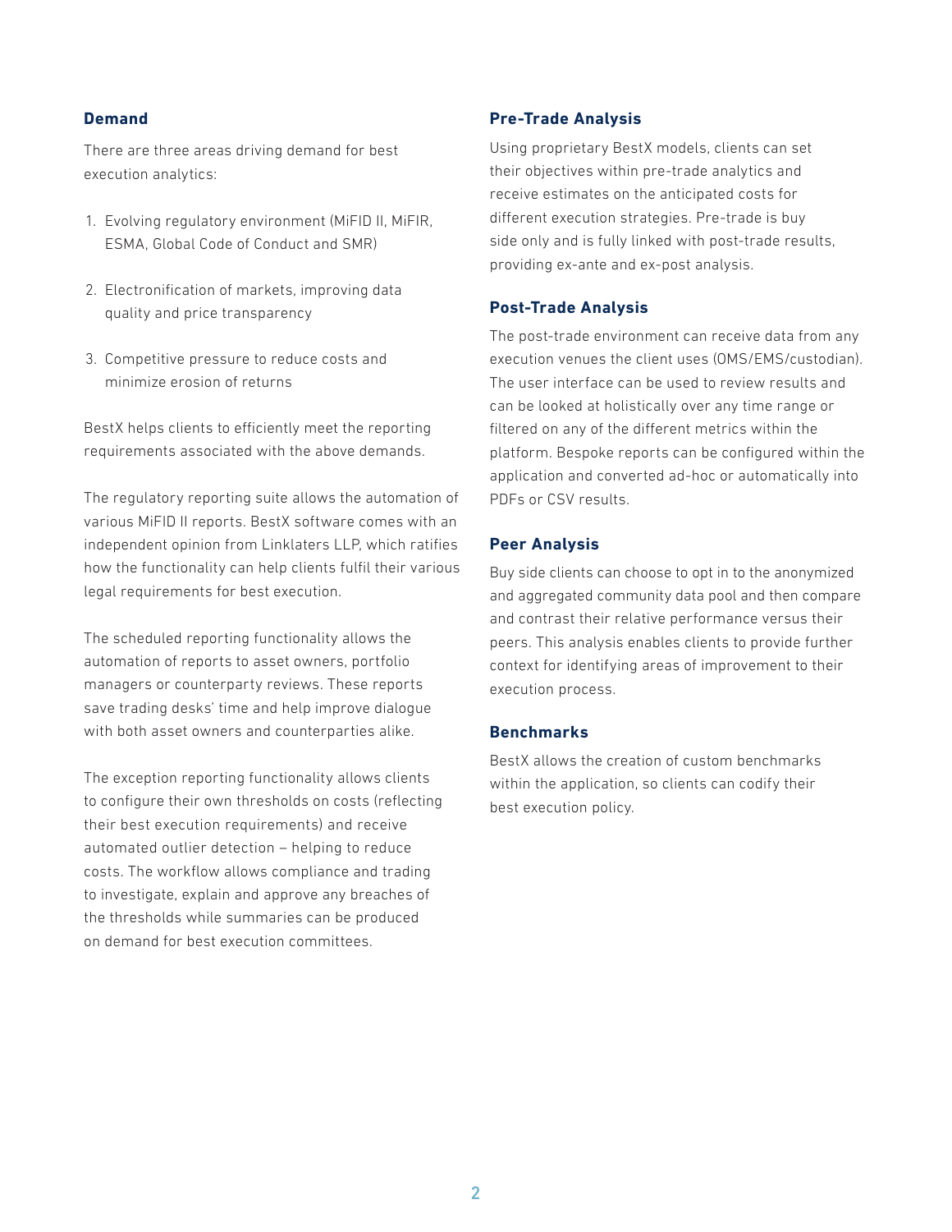### Demand

There are three areas driving demand for best execution analytics:

1. Evolving regulatory environment (MiFID II, MiFIR, ESMA, Global Code of Conduct and SMR)
2. Electronification of markets, improving data quality and price transparency
3. Competitive pressure to reduce costs and minimize erosion of returns

BestX helps clients to efficiently meet the reporting requirements associated with the above demands.

The regulatory reporting suite allows the automation of various MiFID II reports. BestX software comes with an independent opinion from Linklaters LLP, which ratifies how the functionality can help clients fulfil their various legal requirements for best execution.

The scheduled reporting functionality allows the automation of reports to asset owners, portfolio managers or counterparty reviews. These reports save trading desks' time and help improve dialogue with both asset owners and counterparties alike.

The exception reporting functionality allows clients to configure their own thresholds on costs (reflecting their best execution requirements) and receive automated outlier detection – helping to reduce costs. The workflow allows compliance and trading to investigate, explain and approve any breaches of the thresholds while summaries can be produced on demand for best execution committees.

### Pre-Trade Analysis

Using proprietary BestX models, clients can set their objectives within pre-trade analytics and receive estimates on the anticipated costs for different execution strategies. Pre-trade is buy side only and is fully linked with post-trade results, providing ex-ante and ex-post analysis.

### Post-Trade Analysis

The post-trade environment can receive data from any execution venues the client uses (OMS/EMS/custodian). The user interface can be used to review results and can be looked at holistically over any time range or filtered on any of the different metrics within the platform. Bespoke reports can be configured within the application and converted ad-hoc or automatically into PDFs or CSV results.

### Peer Analysis

Buy side clients can choose to opt in to the anonymized and aggregated community data pool and then compare and contrast their relative performance versus their peers. This analysis enables clients to provide further context for identifying areas of improvement to their execution process.

### Benchmarks

BestX allows the creation of custom benchmarks within the application, so clients can codify their best execution policy.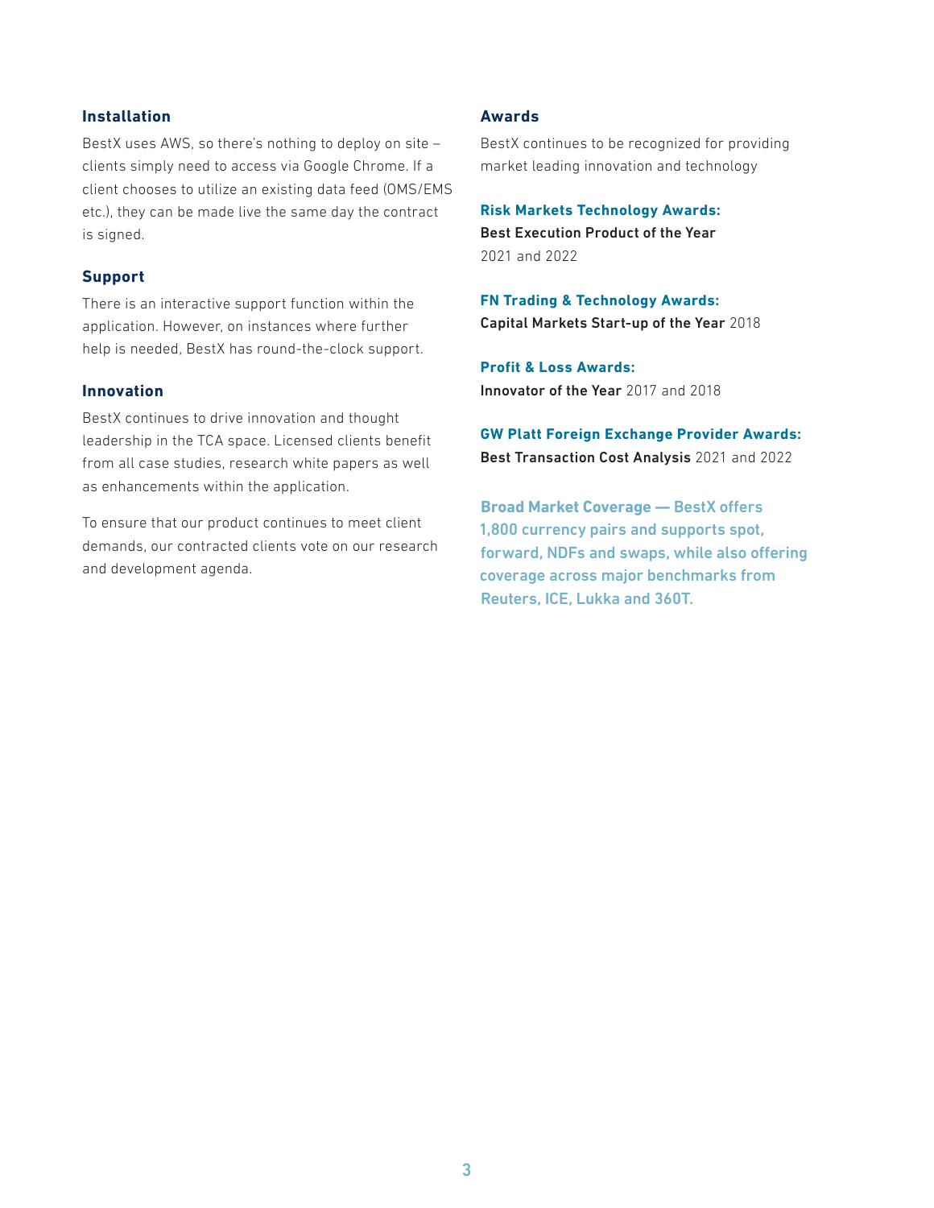### Installation

BestX uses AWS, so there's nothing to deploy on site – clients simply need to access via Google Chrome. If a client chooses to utilize an existing data feed (OMS/EMS etc.), they can be made live the same day the contract is signed.

### Support

There is an interactive support function within the application. However, on instances where further help is needed, BestX has round-the-clock support.

### Innovation

BestX continues to drive innovation and thought leadership in the TCA space. Licensed clients benefit from all case studies, research white papers as well as enhancements within the application.

To ensure that our product continues to meet client demands, our contracted clients vote on our research and development agenda.

### Awards

BestX continues to be recognized for providing market leading innovation and technology

**Risk Markets Technology Awards:**
**Best Execution Product of the Year** 2021 and 2022

**FN Trading & Technology Awards:**
**Capital Markets Start-up of the Year** 2018

**Profit & Loss Awards:**
**Innovator of the Year** 2017 and 2018

**GW Platt Foreign Exchange Provider Awards:**
**Best Transaction Cost Analysis** 2021 and 2022

**Broad Market Coverage —** BestX offers 1,800 currency pairs and supports spot, forward, NDFs and swaps, while also offering coverage across major benchmarks from Reuters, ICE, Lukka and 360T.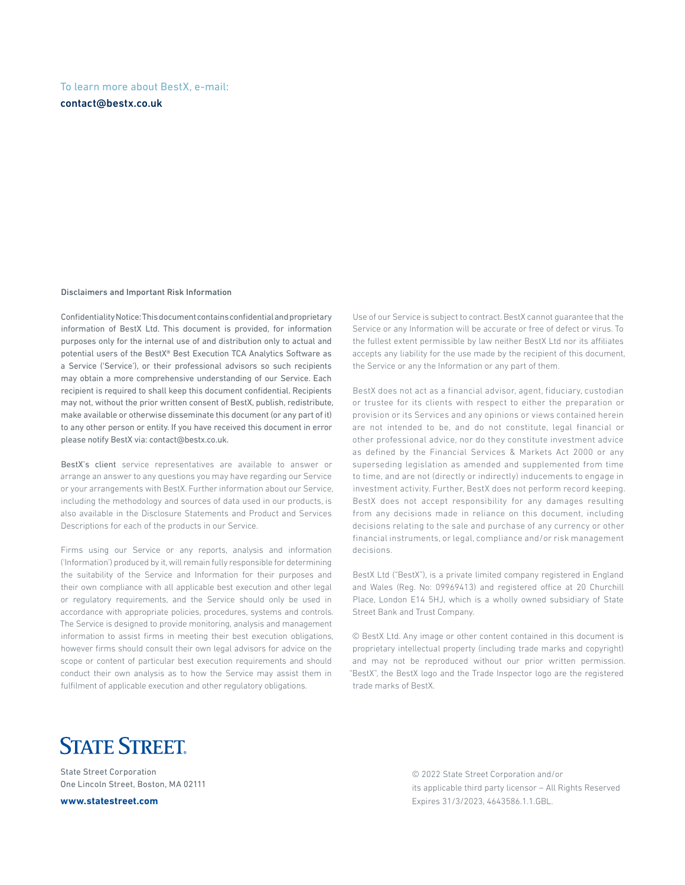To learn more about BestX, e-mail:

**contact@bestx.co.uk**

**Disclaimers and Important Risk Information**

Confidentiality Notice: This document contains confidential and proprietary information of BestX Ltd. This document is provided, for information purposes only for the internal use of and distribution only to actual and potential users of the BestX® Best Execution TCA Analytics Software as a Service ('Service'), or their professional advisors so such recipients may obtain a more comprehensive understanding of our Service. Each recipient is required to shall keep this document confidential. Recipients may not, without the prior written consent of BestX, publish, redistribute, make available or otherwise disseminate this document (or any part of it) to any other person or entity. If you have received this document in error please notify BestX via: contact@bestx.co.uk.

BestX's client service representatives are available to answer or arrange an answer to any questions you may have regarding our Service or your arrangements with BestX. Further information about our Service, including the methodology and sources of data used in our products, is also available in the Disclosure Statements and Product and Services Descriptions for each of the products in our Service.

Firms using our Service or any reports, analysis and information ('Information') produced by it, will remain fully responsible for determining the suitability of the Service and Information for their purposes and their own compliance with all applicable best execution and other legal or regulatory requirements, and the Service should only be used in accordance with appropriate policies, procedures, systems and controls. The Service is designed to provide monitoring, analysis and management information to assist firms in meeting their best execution obligations, however firms should consult their own legal advisors for advice on the scope or content of particular best execution requirements and should conduct their own analysis as to how the Service may assist them in fulfilment of applicable execution and other regulatory obligations.

Use of our Service is subject to contract. BestX cannot guarantee that the Service or any Information will be accurate or free of defect or virus. To the fullest extent permissible by law neither BestX Ltd nor its affiliates accepts any liability for the use made by the recipient of this document, the Service or any the Information or any part of them.

BestX does not act as a financial advisor, agent, fiduciary, custodian or trustee for its clients with respect to either the preparation or provision or its Services and any opinions or views contained herein are not intended to be, and do not constitute, legal financial or other professional advice, nor do they constitute investment advice as defined by the Financial Services & Markets Act 2000 or any superseding legislation as amended and supplemented from time to time, and are not (directly or indirectly) inducements to engage in investment activity. Further, BestX does not perform record keeping. BestX does not accept responsibility for any damages resulting from any decisions made in reliance on this document, including decisions relating to the sale and purchase of any currency or other financial instruments, or legal, compliance and/or risk management decisions.

BestX Ltd ("BestX"), is a private limited company registered in England and Wales (Reg. No: 09969413) and registered office at 20 Churchill Place, London E14 5HJ, which is a wholly owned subsidiary of State Street Bank and Trust Company.

© BestX Ltd. Any image or other content contained in this document is proprietary intellectual property (including trade marks and copyright) and may not be reproduced without our prior written permission. "BestX", the BestX logo and the Trade Inspector logo are the registered trade marks of BestX.

STATE STREET.

State Street Corporation
One Lincoln Street, Boston, MA 02111

**www.statestreet.com**

© 2022 State Street Corporation and/or its applicable third party licensor – All Rights Reserved
Expires 31/3/2023, 4643586.1.1.GBL.